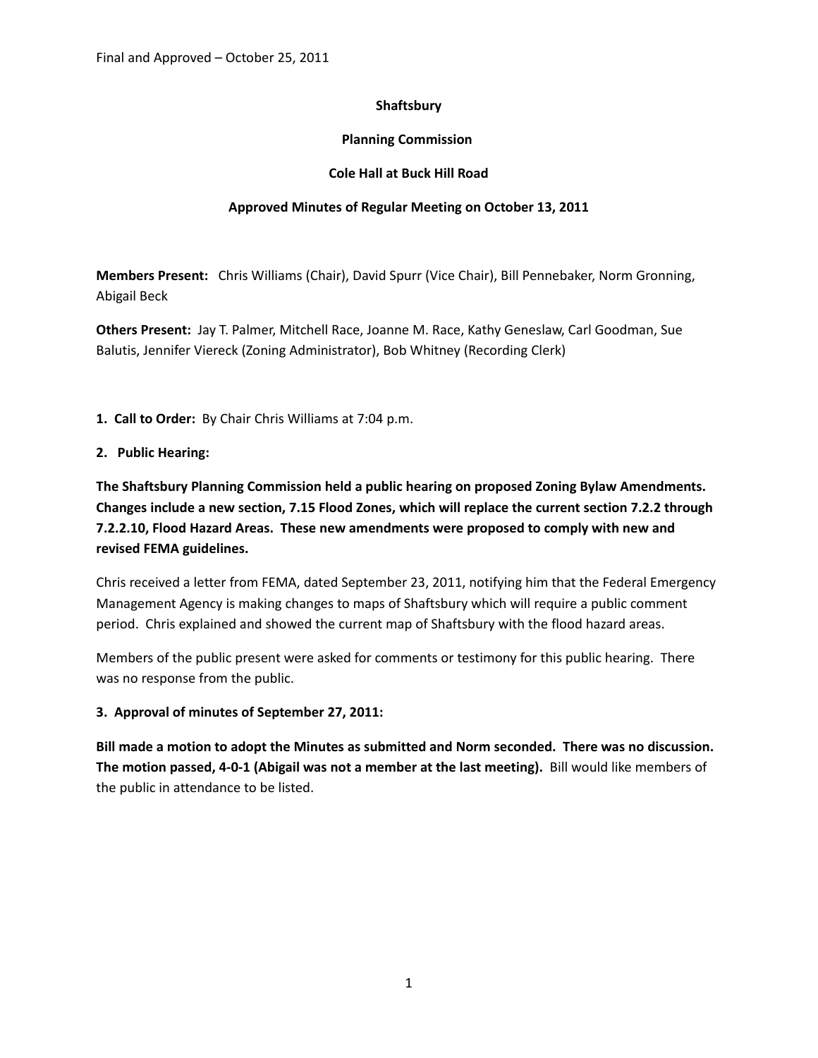Final and Approved – October 25, 2011

**Shaftsbury**

**Planning Commission**

**Cole Hall at Buck Hill Road**

**Approved Minutes of Regular Meeting on October 13, 2011**

**Members Present:** Chris Williams (Chair), David Spurr (Vice Chair), Bill Pennebaker, Norm Gronning, Abigail Beck

**Others Present:** Jay T. Palmer, Mitchell Race, Joanne M. Race, Kathy Geneslaw, Carl Goodman, Sue Balutis, Jennifer Viereck (Zoning Administrator), Bob Whitney (Recording Clerk)

**1. Call to Order:** By Chair Chris Williams at 7:04 p.m.

**2. Public Hearing:**

**The Shaftsbury Planning Commission held a public hearing on proposed Zoning Bylaw Amendments. Changes include a new section, 7.15 Flood Zones, which will replace the current section 7.2.2 through 7.2.2.10, Flood Hazard Areas. These new amendments were proposed to comply with new and revised FEMA guidelines.**

Chris received a letter from FEMA, dated September 23, 2011, notifying him that the Federal Emergency Management Agency is making changes to maps of Shaftsbury which will require a public comment period. Chris explained and showed the current map of Shaftsbury with the flood hazard areas.

Members of the public present were asked for comments or testimony for this public hearing. There was no response from the public.

**3. Approval of minutes of September 27, 2011:**

**Bill made a motion to adopt the Minutes as submitted and Norm seconded. There was no discussion. The motion passed, 4-0-1 (Abigail was not a member at the last meeting).** Bill would like members of the public in attendance to be listed.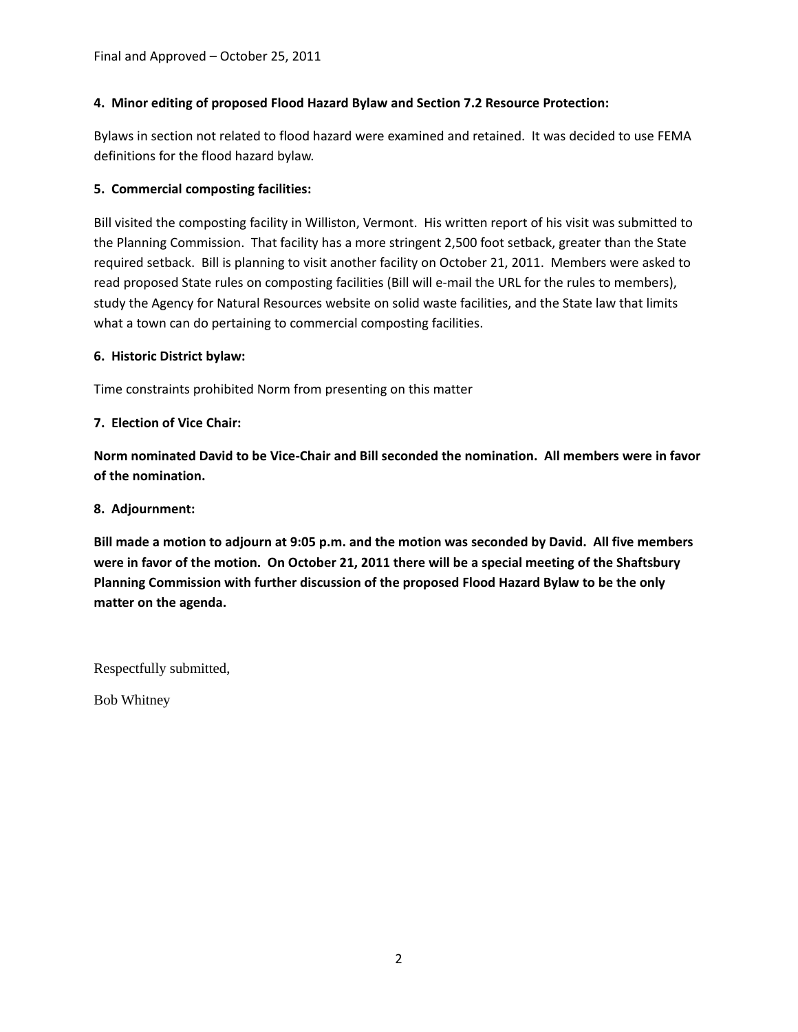Final and Approved – October 25, 2011

**4. Minor editing of proposed Flood Hazard Bylaw and Section 7.2 Resource Protection:**

Bylaws in section not related to flood hazard were examined and retained. It was decided to use FEMA definitions for the flood hazard bylaw.

**5. Commercial composting facilities:**

Bill visited the composting facility in Williston, Vermont. His written report of his visit was submitted to the Planning Commission. That facility has a more stringent 2,500 foot setback, greater than the State required setback. Bill is planning to visit another facility on October 21, 2011. Members were asked to read proposed State rules on composting facilities (Bill will e-mail the URL for the rules to members), study the Agency for Natural Resources website on solid waste facilities, and the State law that limits what a town can do pertaining to commercial composting facilities.

**6. Historic District bylaw:**

Time constraints prohibited Norm from presenting on this matter

**7. Election of Vice Chair:**

**Norm nominated David to be Vice-Chair and Bill seconded the nomination. All members were in favor of the nomination.**

**8. Adjournment:**

**Bill made a motion to adjourn at 9:05 p.m. and the motion was seconded by David. All five members were in favor of the motion. On October 21, 2011 there will be a special meeting of the Shaftsbury Planning Commission with further discussion of the proposed Flood Hazard Bylaw to be the only matter on the agenda.**

Respectfully submitted,

Bob Whitney